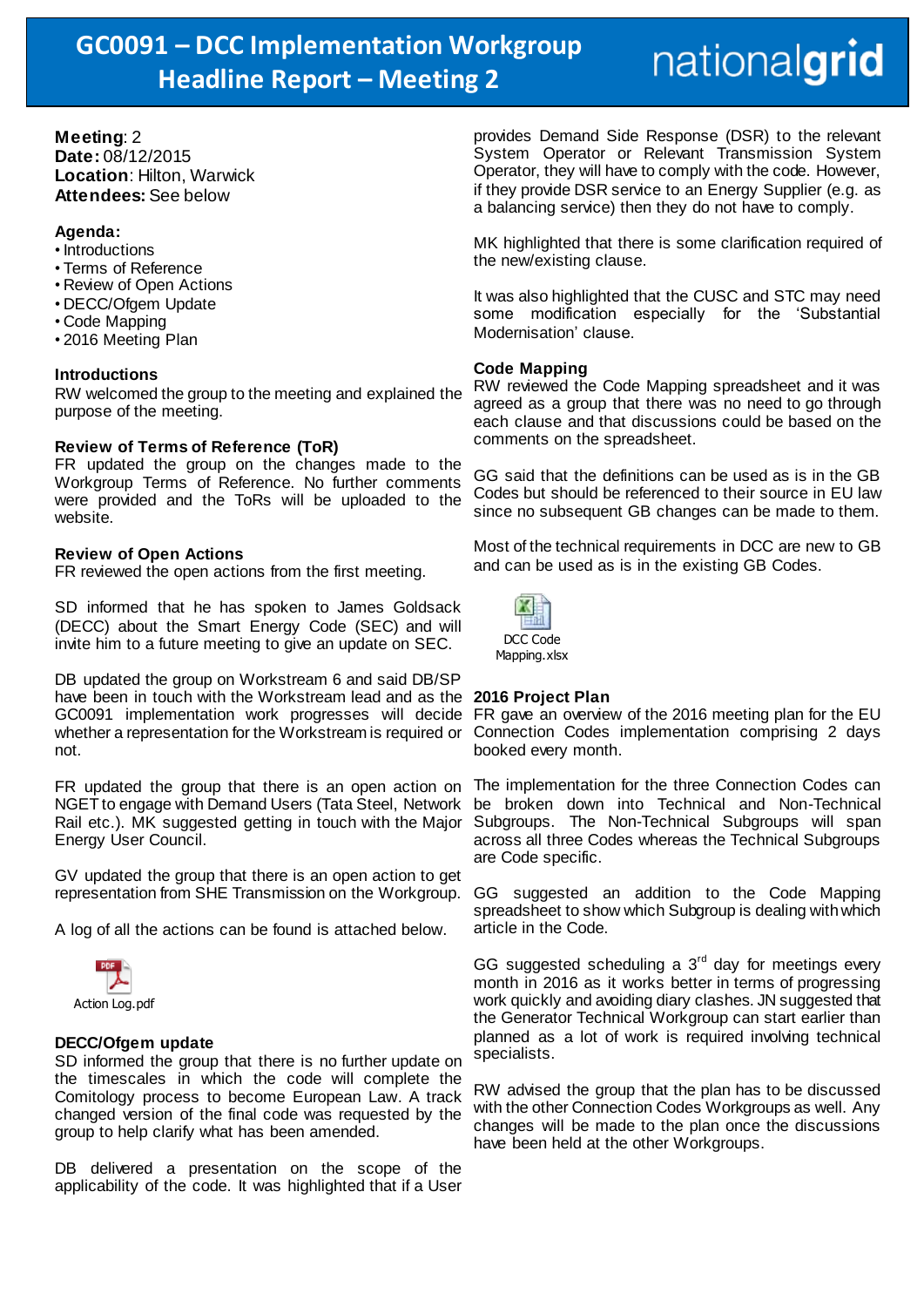# GC0091 – DCC Implementation Workgroup Headline Report – Meeting 2

nationalgrid

**Meeting**: 2
**Date:** 08/12/2015
**Location**: Hilton, Warwick
**Attendees:** See below

**Agenda:**

- Introductions
- Terms of Reference
- Review of Open Actions
- DECC/Ofgem Update
- Code Mapping
- 2016 Meeting Plan

### Introductions

RW welcomed the group to the meeting and explained the purpose of the meeting.

### Review of Terms of Reference (ToR)

FR updated the group on the changes made to the Workgroup Terms of Reference. No further comments were provided and the ToRs will be uploaded to the website.

### Review of Open Actions

FR reviewed the open actions from the first meeting.

SD informed that he has spoken to James Goldsack (DECC) about the Smart Energy Code (SEC) and will invite him to a future meeting to give an update on SEC.

DB updated the group on Workstream 6 and said DB/SP have been in touch with the Workstream lead and as the GC0091 implementation work progresses will decide whether a representation for the Workstream is required or not.

FR updated the group that there is an open action on NGET to engage with Demand Users (Tata Steel, Network Rail etc.). MK suggested getting in touch with the Major Energy User Council.

GV updated the group that there is an open action to get representation from SHE Transmission on the Workgroup.

A log of all the actions can be found is attached below.

Action Log.pdf

### DECC/Ofgem update

SD informed the group that there is no further update on the timescales in which the code will complete the Comitology process to become European Law. A track changed version of the final code was requested by the group to help clarify what has been amended.

DB delivered a presentation on the scope of the applicability of the code. It was highlighted that if a User provides Demand Side Response (DSR) to the relevant System Operator or Relevant Transmission System Operator, they will have to comply with the code. However, if they provide DSR service to an Energy Supplier (e.g. as a balancing service) then they do not have to comply.

MK highlighted that there is some clarification required of the new/existing clause.

It was also highlighted that the CUSC and STC may need some modification especially for the 'Substantial Modernisation' clause.

### Code Mapping

RW reviewed the Code Mapping spreadsheet and it was agreed as a group that there was no need to go through each clause and that discussions could be based on the comments on the spreadsheet.

GG said that the definitions can be used as is in the GB Codes but should be referenced to their source in EU law since no subsequent GB changes can be made to them.

Most of the technical requirements in DCC are new to GB and can be used as is in the existing GB Codes.

DCC Code Mapping.xlsx

### 2016 Project Plan

FR gave an overview of the 2016 meeting plan for the EU Connection Codes implementation comprising 2 days booked every month.

The implementation for the three Connection Codes can be broken down into Technical and Non-Technical Subgroups. The Non-Technical Subgroups will span across all three Codes whereas the Technical Subgroups are Code specific.

GG suggested an addition to the Code Mapping spreadsheet to show which Subgroup is dealing with which article in the Code.

GG suggested scheduling a 3rd day for meetings every month in 2016 as it works better in terms of progressing work quickly and avoiding diary clashes. JN suggested that the Generator Technical Workgroup can start earlier than planned as a lot of work is required involving technical specialists.

RW advised the group that the plan has to be discussed with the other Connection Codes Workgroups as well. Any changes will be made to the plan once the discussions have been held at the other Workgroups.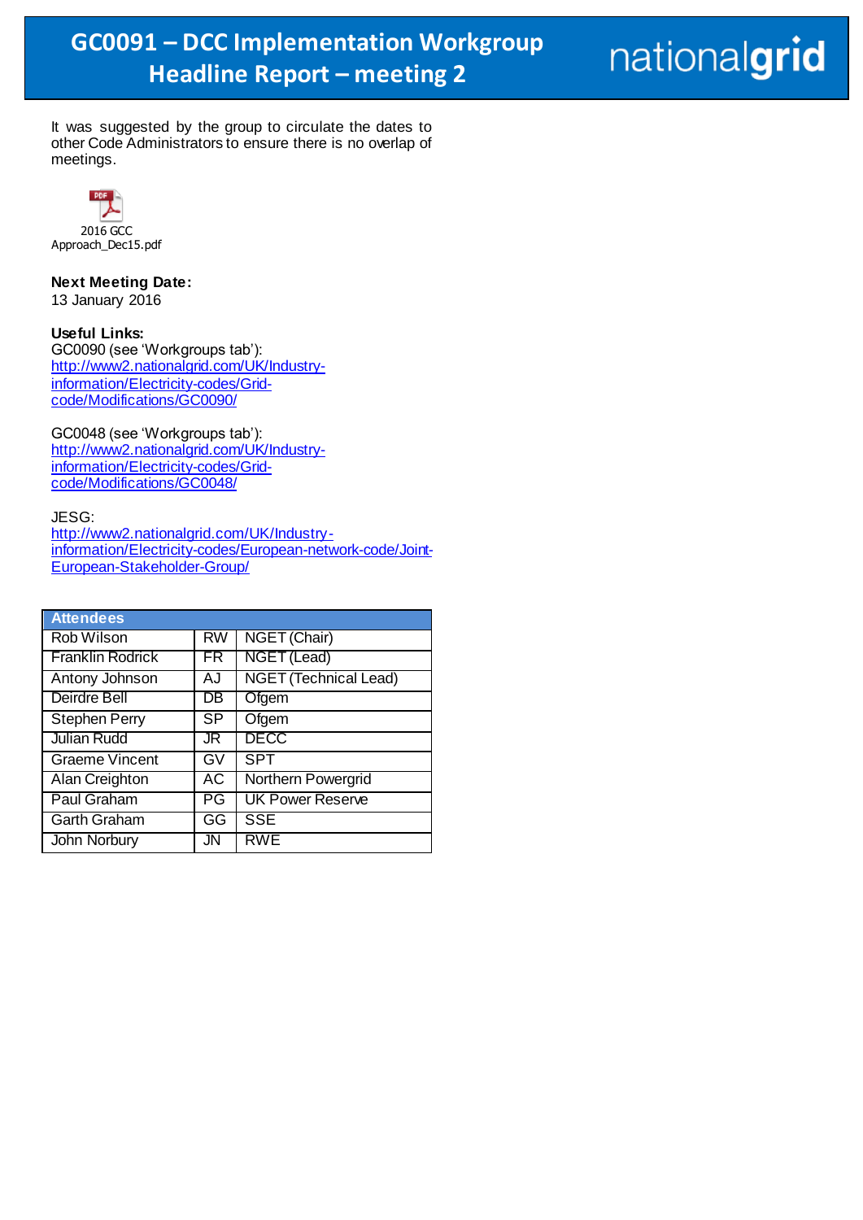It was suggested by the group to circulate the dates to other Code Administrators to ensure there is no overlap of meetings.

2016 GCC Approach_Dec15.pdf

**Next Meeting Date:**
13 January 2016

**Useful Links:**
GC0090 (see 'Workgroups tab'):
http://www2.nationalgrid.com/UK/Industry-information/Electricity-codes/Grid-code/Modifications/GC0090/

GC0048 (see 'Workgroups tab'):
http://www2.nationalgrid.com/UK/Industry-information/Electricity-codes/Grid-code/Modifications/GC0048/

JESG:
http://www2.nationalgrid.com/UK/Industry-information/Electricity-codes/European-network-code/Joint-European-Stakeholder-Group/

| Attendees | | |
|---|---|---|
| Rob Wilson | RW | NGET (Chair) |
| Franklin Rodrick | FR | NGET (Lead) |
| Antony Johnson | AJ | NGET (Technical Lead) |
| Deirdre Bell | DB | Ofgem |
| Stephen Perry | SP | Ofgem |
| Julian Rudd | JR | DECC |
| Graeme Vincent | GV | SPT |
| Alan Creighton | AC | Northern Powergrid |
| Paul Graham | PG | UK Power Reserve |
| Garth Graham | GG | SSE |
| John Norbury | JN | RWE |